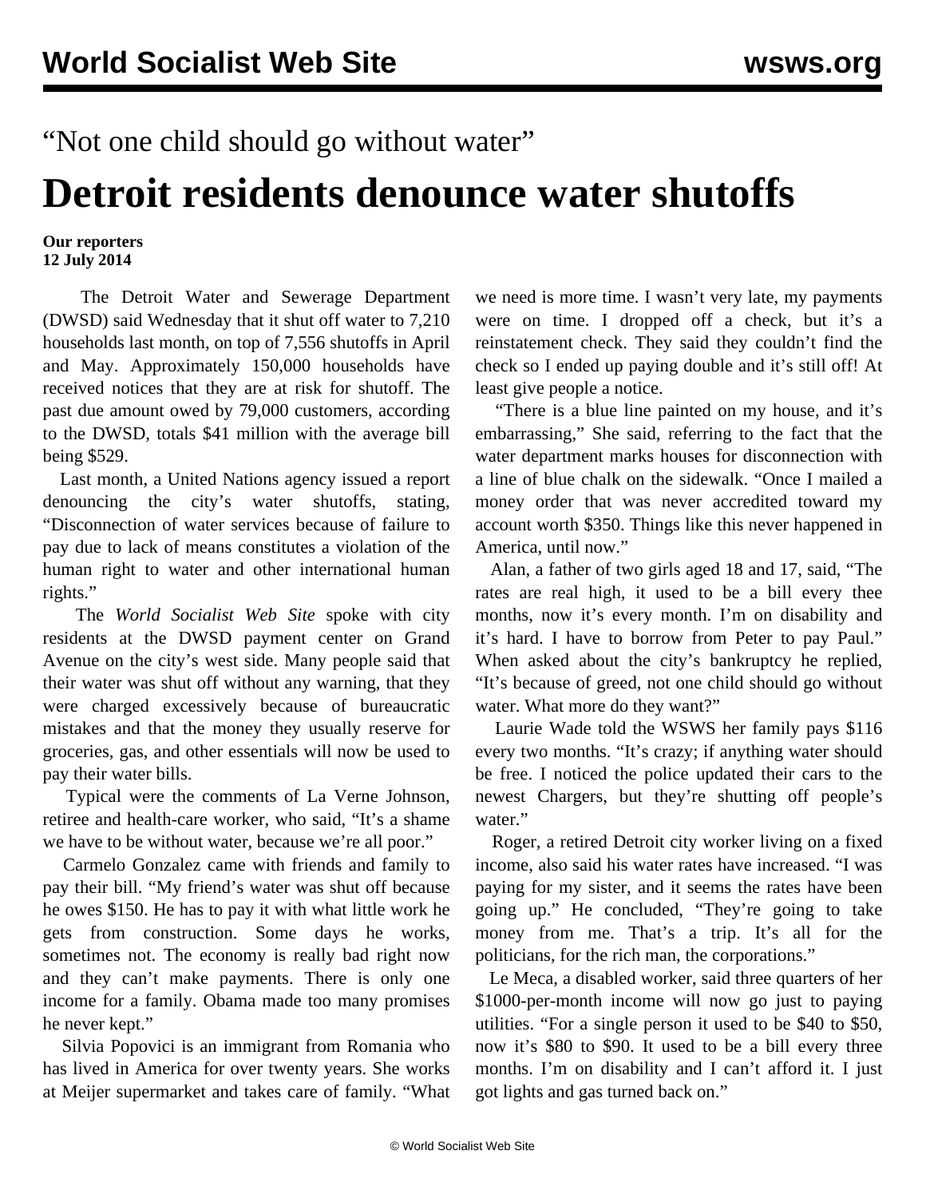“Not one child should go without water”

# Detroit residents denounce water shutoffs

**Our reporters**
**12 July 2014**

The Detroit Water and Sewerage Department (DWSD) said Wednesday that it shut off water to 7,210 households last month, on top of 7,556 shutoffs in April and May. Approximately 150,000 households have received notices that they are at risk for shutoff. The past due amount owed by 79,000 customers, according to the DWSD, totals $41 million with the average bill being $529.

Last month, a United Nations agency issued a report denouncing the city’s water shutoffs, stating, “Disconnection of water services because of failure to pay due to lack of means constitutes a violation of the human right to water and other international human rights.”

The *World Socialist Web Site* spoke with city residents at the DWSD payment center on Grand Avenue on the city’s west side. Many people said that their water was shut off without any warning, that they were charged excessively because of bureaucratic mistakes and that the money they usually reserve for groceries, gas, and other essentials will now be used to pay their water bills.

Typical were the comments of La Verne Johnson, retiree and health-care worker, who said, “It’s a shame we have to be without water, because we’re all poor.”

Carmelo Gonzalez came with friends and family to pay their bill. “My friend’s water was shut off because he owes $150. He has to pay it with what little work he gets from construction. Some days he works, sometimes not. The economy is really bad right now and they can’t make payments. There is only one income for a family. Obama made too many promises he never kept.”

Silvia Popovici is an immigrant from Romania who has lived in America for over twenty years. She works at Meijer supermarket and takes care of family. “What we need is more time. I wasn’t very late, my payments were on time. I dropped off a check, but it’s a reinstatement check. They said they couldn’t find the check so I ended up paying double and it’s still off! At least give people a notice.

“There is a blue line painted on my house, and it’s embarrassing,” She said, referring to the fact that the water department marks houses for disconnection with a line of blue chalk on the sidewalk. “Once I mailed a money order that was never accredited toward my account worth $350. Things like this never happened in America, until now.”

Alan, a father of two girls aged 18 and 17, said, “The rates are real high, it used to be a bill every thee months, now it’s every month. I’m on disability and it’s hard. I have to borrow from Peter to pay Paul.” When asked about the city’s bankruptcy he replied, “It’s because of greed, not one child should go without water. What more do they want?”

Laurie Wade told the WSWS her family pays $116 every two months. “It’s crazy; if anything water should be free. I noticed the police updated their cars to the newest Chargers, but they’re shutting off people’s water.”

Roger, a retired Detroit city worker living on a fixed income, also said his water rates have increased. “I was paying for my sister, and it seems the rates have been going up.” He concluded, “They’re going to take money from me. That’s a trip. It’s all for the politicians, for the rich man, the corporations.”

Le Meca, a disabled worker, said three quarters of her $1000-per-month income will now go just to paying utilities. “For a single person it used to be $40 to $50, now it’s $80 to $90. It used to be a bill every three months. I’m on disability and I can’t afford it. I just got lights and gas turned back on.”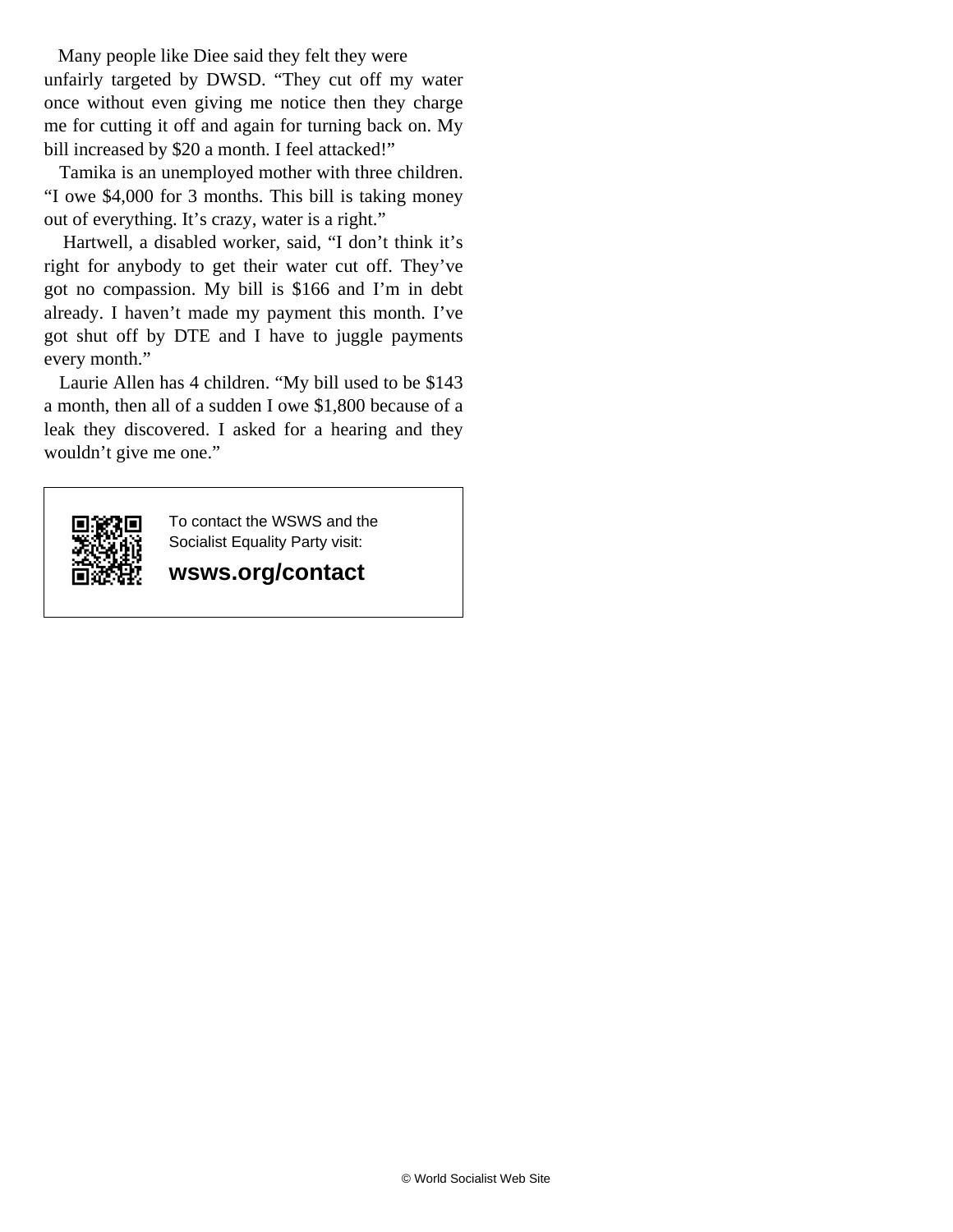Many people like Diee said they felt they were unfairly targeted by DWSD. "They cut off my water once without even giving me notice then they charge me for cutting it off and again for turning back on. My bill increased by $20 a month. I feel attacked!"

Tamika is an unemployed mother with three children. "I owe $4,000 for 3 months. This bill is taking money out of everything. It's crazy, water is a right."

Hartwell, a disabled worker, said, "I don't think it's right for anybody to get their water cut off. They've got no compassion. My bill is $166 and I'm in debt already. I haven't made my payment this month. I've got shut off by DTE and I have to juggle payments every month."

Laurie Allen has 4 children. "My bill used to be $143 a month, then all of a sudden I owe $1,800 because of a leak they discovered. I asked for a hearing and they wouldn't give me one."

To contact the WSWS and the Socialist Equality Party visit:

**wsws.org/contact**